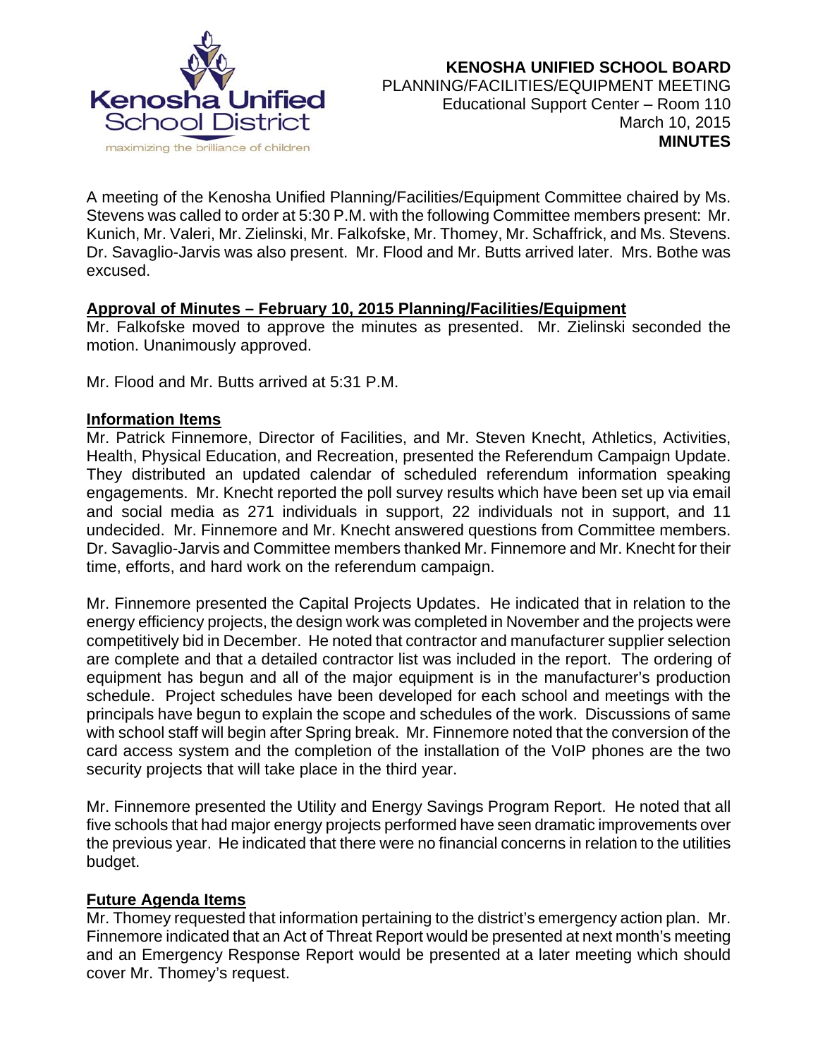**KENOSHA UNIFIED SCHOOL BOARD**
PLANNING/FACILITIES/EQUIPMENT MEETING
Educational Support Center – Room 110
March 10, 2015
**MINUTES**

A meeting of the Kenosha Unified Planning/Facilities/Equipment Committee chaired by Ms. Stevens was called to order at 5:30 P.M. with the following Committee members present: Mr. Kunich, Mr. Valeri, Mr. Zielinski, Mr. Falkofske, Mr. Thomey, Mr. Schaffrick, and Ms. Stevens. Dr. Savaglio-Jarvis was also present. Mr. Flood and Mr. Butts arrived later. Mrs. Bothe was excused.

**Approval of Minutes – February 10, 2015 Planning/Facilities/Equipment**

Mr. Falkofske moved to approve the minutes as presented. Mr. Zielinski seconded the motion. Unanimously approved.

Mr. Flood and Mr. Butts arrived at 5:31 P.M.

**Information Items**

Mr. Patrick Finnemore, Director of Facilities, and Mr. Steven Knecht, Athletics, Activities, Health, Physical Education, and Recreation, presented the Referendum Campaign Update. They distributed an updated calendar of scheduled referendum information speaking engagements. Mr. Knecht reported the poll survey results which have been set up via email and social media as 271 individuals in support, 22 individuals not in support, and 11 undecided. Mr. Finnemore and Mr. Knecht answered questions from Committee members. Dr. Savaglio-Jarvis and Committee members thanked Mr. Finnemore and Mr. Knecht for their time, efforts, and hard work on the referendum campaign.

Mr. Finnemore presented the Capital Projects Updates. He indicated that in relation to the energy efficiency projects, the design work was completed in November and the projects were competitively bid in December. He noted that contractor and manufacturer supplier selection are complete and that a detailed contractor list was included in the report. The ordering of equipment has begun and all of the major equipment is in the manufacturer's production schedule. Project schedules have been developed for each school and meetings with the principals have begun to explain the scope and schedules of the work. Discussions of same with school staff will begin after Spring break. Mr. Finnemore noted that the conversion of the card access system and the completion of the installation of the VoIP phones are the two security projects that will take place in the third year.

Mr. Finnemore presented the Utility and Energy Savings Program Report. He noted that all five schools that had major energy projects performed have seen dramatic improvements over the previous year. He indicated that there were no financial concerns in relation to the utilities budget.

**Future Agenda Items**

Mr. Thomey requested that information pertaining to the district's emergency action plan. Mr. Finnemore indicated that an Act of Threat Report would be presented at next month's meeting and an Emergency Response Report would be presented at a later meeting which should cover Mr. Thomey's request.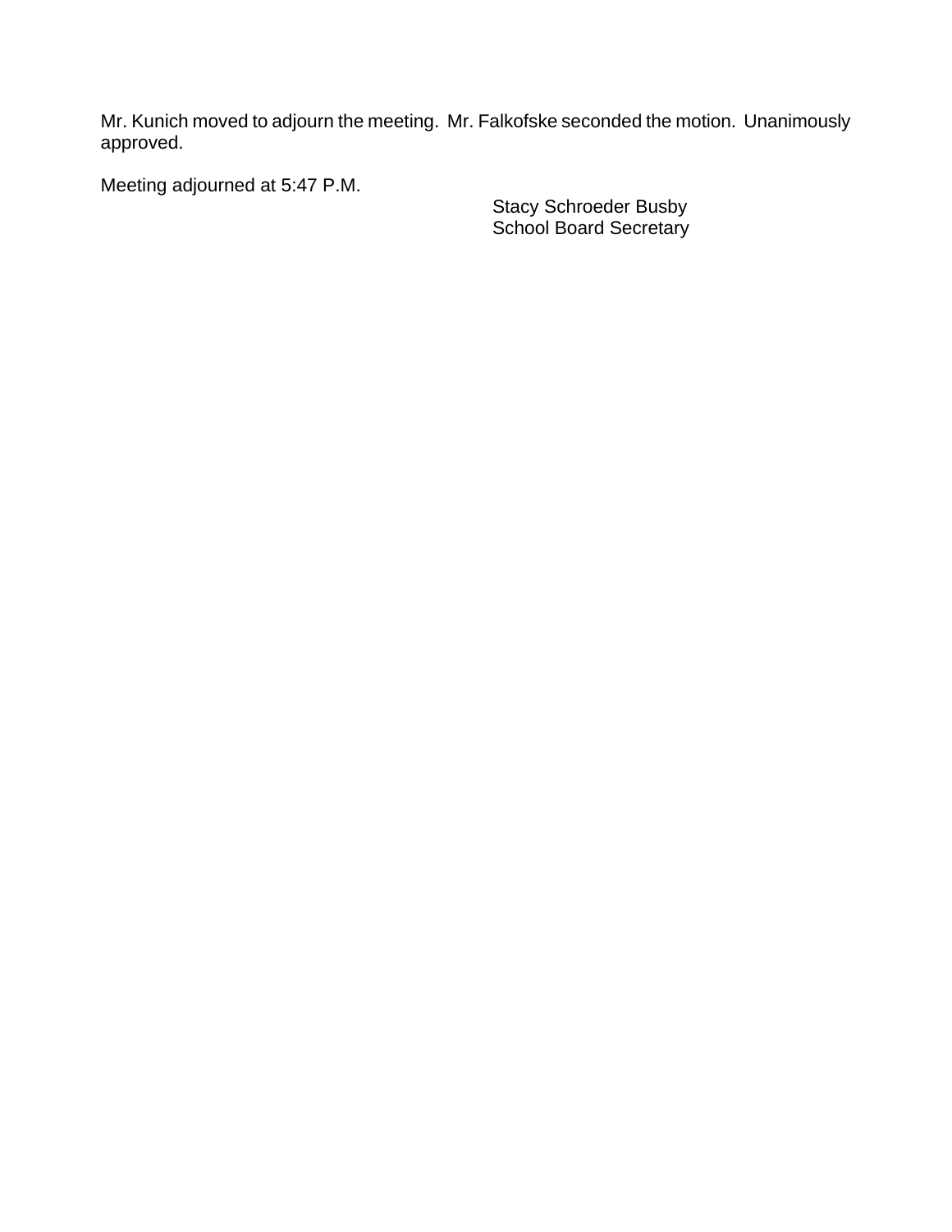Mr. Kunich moved to adjourn the meeting. Mr. Falkofske seconded the motion. Unanimously approved.

Meeting adjourned at 5:47 P.M.

Stacy Schroeder Busby
School Board Secretary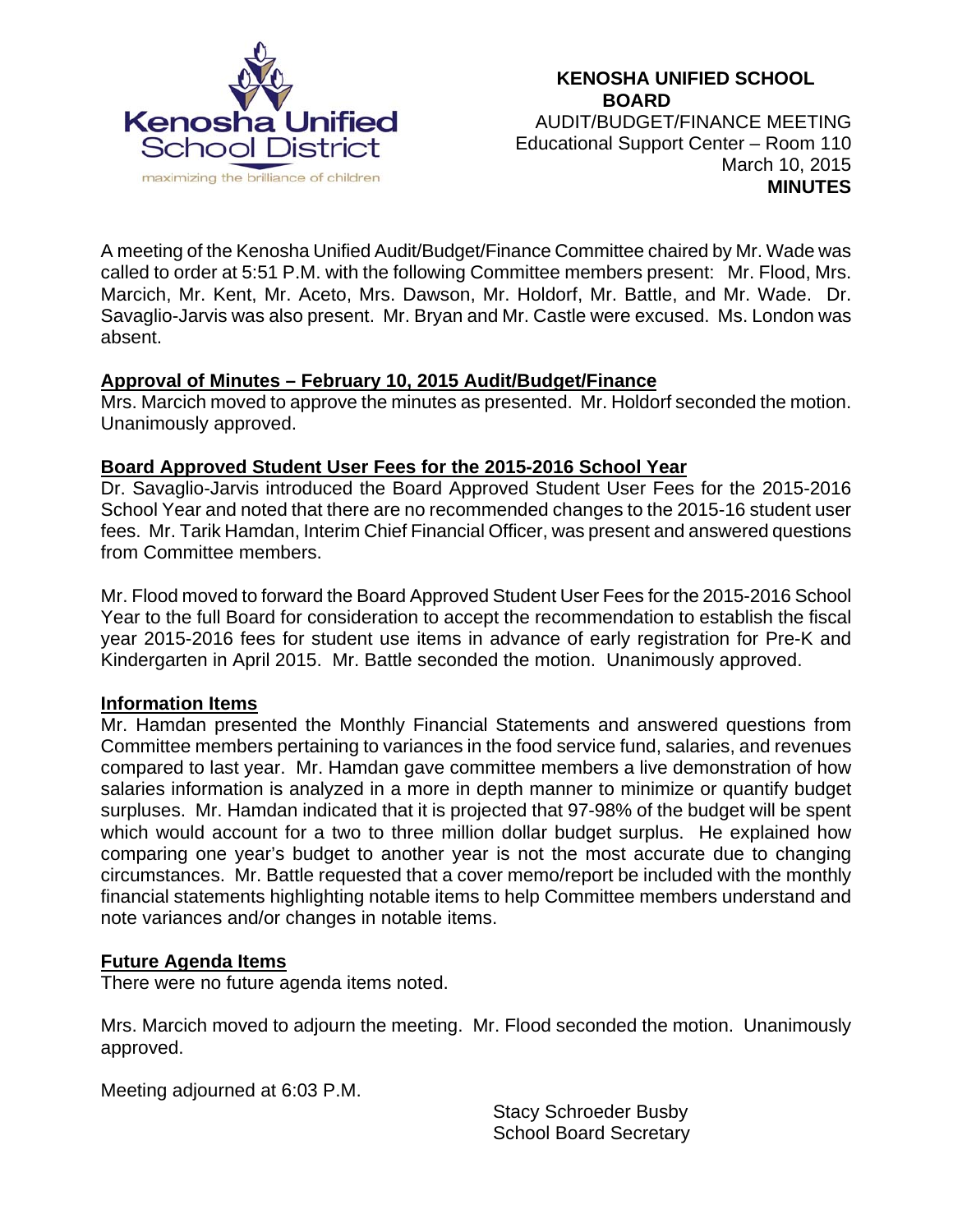**KENOSHA UNIFIED SCHOOL BOARD**
AUDIT/BUDGET/FINANCE MEETING
Educational Support Center – Room 110
March 10, 2015
**MINUTES**

A meeting of the Kenosha Unified Audit/Budget/Finance Committee chaired by Mr. Wade was called to order at 5:51 P.M. with the following Committee members present: Mr. Flood, Mrs. Marcich, Mr. Kent, Mr. Aceto, Mrs. Dawson, Mr. Holdorf, Mr. Battle, and Mr. Wade. Dr. Savaglio-Jarvis was also present. Mr. Bryan and Mr. Castle were excused. Ms. London was absent.

**Approval of Minutes – February 10, 2015 Audit/Budget/Finance**

Mrs. Marcich moved to approve the minutes as presented. Mr. Holdorf seconded the motion. Unanimously approved.

**Board Approved Student User Fees for the 2015-2016 School Year**

Dr. Savaglio-Jarvis introduced the Board Approved Student User Fees for the 2015-2016 School Year and noted that there are no recommended changes to the 2015-16 student user fees. Mr. Tarik Hamdan, Interim Chief Financial Officer, was present and answered questions from Committee members.

Mr. Flood moved to forward the Board Approved Student User Fees for the 2015-2016 School Year to the full Board for consideration to accept the recommendation to establish the fiscal year 2015-2016 fees for student use items in advance of early registration for Pre-K and Kindergarten in April 2015. Mr. Battle seconded the motion. Unanimously approved.

**Information Items**

Mr. Hamdan presented the Monthly Financial Statements and answered questions from Committee members pertaining to variances in the food service fund, salaries, and revenues compared to last year. Mr. Hamdan gave committee members a live demonstration of how salaries information is analyzed in a more in depth manner to minimize or quantify budget surpluses. Mr. Hamdan indicated that it is projected that 97-98% of the budget will be spent which would account for a two to three million dollar budget surplus. He explained how comparing one year's budget to another year is not the most accurate due to changing circumstances. Mr. Battle requested that a cover memo/report be included with the monthly financial statements highlighting notable items to help Committee members understand and note variances and/or changes in notable items.

**Future Agenda Items**

There were no future agenda items noted.

Mrs. Marcich moved to adjourn the meeting. Mr. Flood seconded the motion. Unanimously approved.

Meeting adjourned at 6:03 P.M.

Stacy Schroeder Busby
School Board Secretary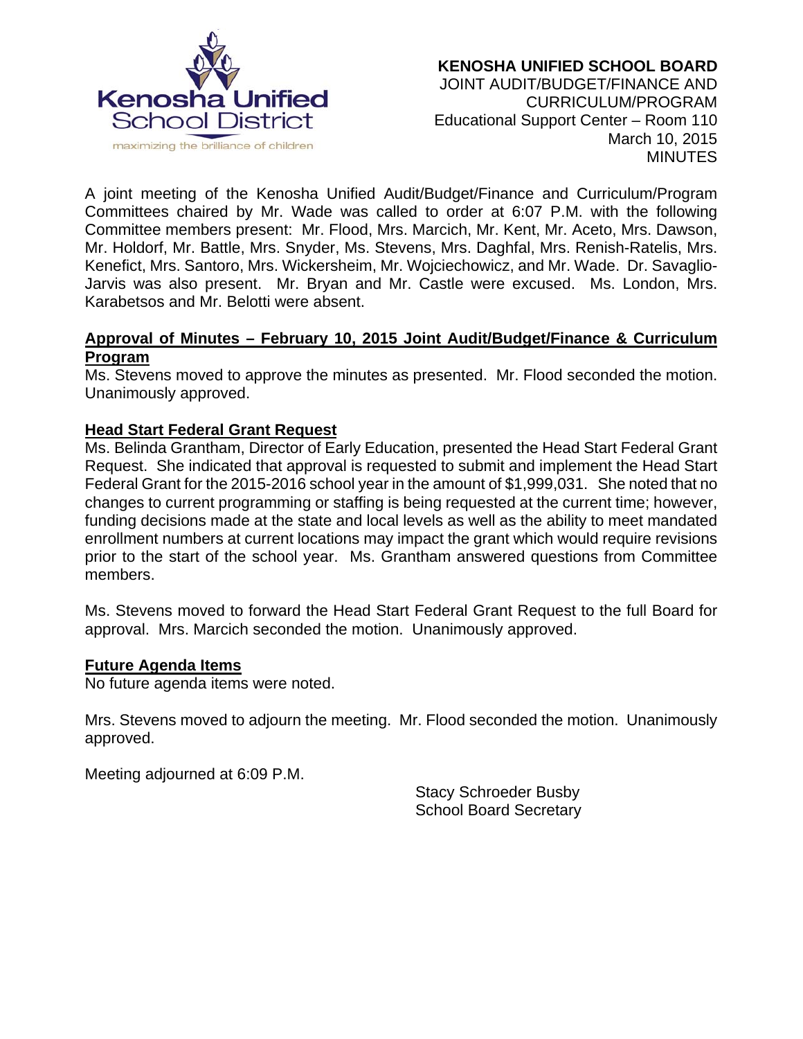**KENOSHA UNIFIED SCHOOL BOARD**
JOINT AUDIT/BUDGET/FINANCE AND CURRICULUM/PROGRAM
Educational Support Center – Room 110
March 10, 2015
MINUTES

A joint meeting of the Kenosha Unified Audit/Budget/Finance and Curriculum/Program Committees chaired by Mr. Wade was called to order at 6:07 P.M. with the following Committee members present: Mr. Flood, Mrs. Marcich, Mr. Kent, Mr. Aceto, Mrs. Dawson, Mr. Holdorf, Mr. Battle, Mrs. Snyder, Ms. Stevens, Mrs. Daghfal, Mrs. Renish-Ratelis, Mrs. Kenefict, Mrs. Santoro, Mrs. Wickersheim, Mr. Wojciechowicz, and Mr. Wade. Dr. Savaglio-Jarvis was also present. Mr. Bryan and Mr. Castle were excused. Ms. London, Mrs. Karabetsos and Mr. Belotti were absent.

**Approval of Minutes – February 10, 2015 Joint Audit/Budget/Finance & Curriculum Program**

Ms. Stevens moved to approve the minutes as presented. Mr. Flood seconded the motion. Unanimously approved.

**Head Start Federal Grant Request**

Ms. Belinda Grantham, Director of Early Education, presented the Head Start Federal Grant Request. She indicated that approval is requested to submit and implement the Head Start Federal Grant for the 2015-2016 school year in the amount of $1,999,031. She noted that no changes to current programming or staffing is being requested at the current time; however, funding decisions made at the state and local levels as well as the ability to meet mandated enrollment numbers at current locations may impact the grant which would require revisions prior to the start of the school year. Ms. Grantham answered questions from Committee members.

Ms. Stevens moved to forward the Head Start Federal Grant Request to the full Board for approval. Mrs. Marcich seconded the motion. Unanimously approved.

**Future Agenda Items**

No future agenda items were noted.

Mrs. Stevens moved to adjourn the meeting. Mr. Flood seconded the motion. Unanimously approved.

Meeting adjourned at 6:09 P.M.

Stacy Schroeder Busby
School Board Secretary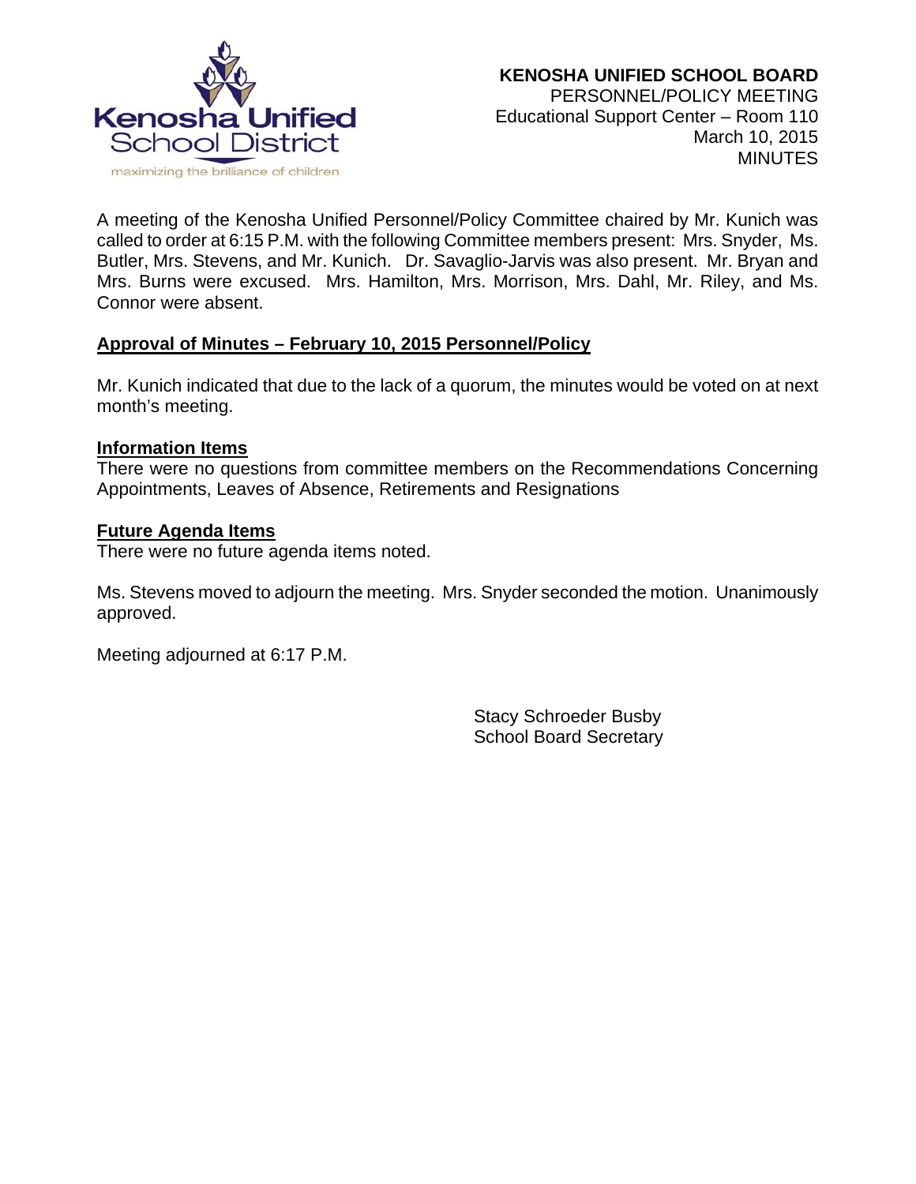**KENOSHA UNIFIED SCHOOL BOARD**
PERSONNEL/POLICY MEETING
Educational Support Center – Room 110
March 10, 2015
MINUTES

A meeting of the Kenosha Unified Personnel/Policy Committee chaired by Mr. Kunich was called to order at 6:15 P.M. with the following Committee members present: Mrs. Snyder, Ms. Butler, Mrs. Stevens, and Mr. Kunich. Dr. Savaglio-Jarvis was also present. Mr. Bryan and Mrs. Burns were excused. Mrs. Hamilton, Mrs. Morrison, Mrs. Dahl, Mr. Riley, and Ms. Connor were absent.

**Approval of Minutes – February 10, 2015 Personnel/Policy**

Mr. Kunich indicated that due to the lack of a quorum, the minutes would be voted on at next month's meeting.

**Information Items**

There were no questions from committee members on the Recommendations Concerning Appointments, Leaves of Absence, Retirements and Resignations

**Future Agenda Items**

There were no future agenda items noted.

Ms. Stevens moved to adjourn the meeting. Mrs. Snyder seconded the motion. Unanimously approved.

Meeting adjourned at 6:17 P.M.

Stacy Schroeder Busby
School Board Secretary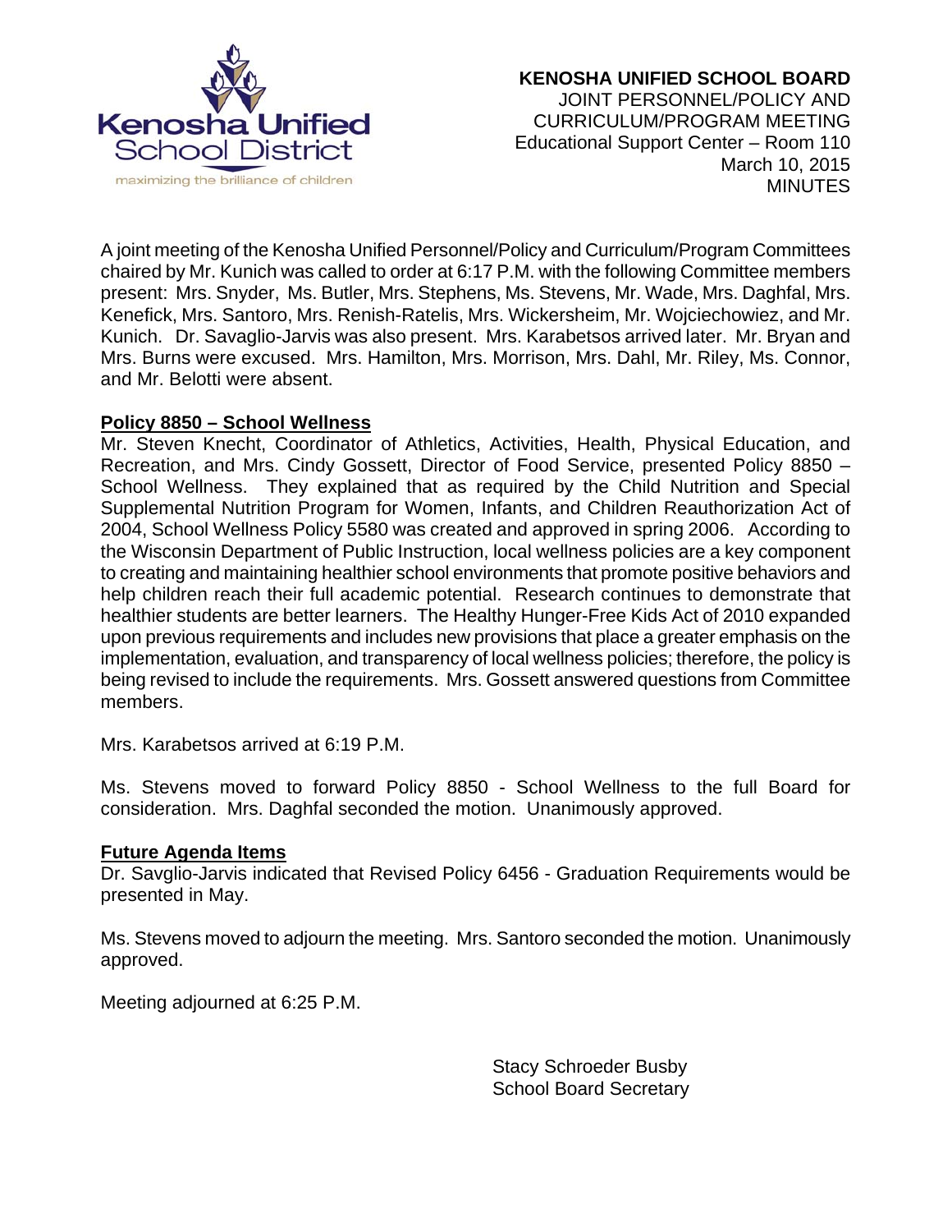Kenosha Unified School District

maximizing the brilliance of children

**KENOSHA UNIFIED SCHOOL BOARD**
JOINT PERSONNEL/POLICY AND
CURRICULUM/PROGRAM MEETING
Educational Support Center – Room 110
March 10, 2015
MINUTES

A joint meeting of the Kenosha Unified Personnel/Policy and Curriculum/Program Committees chaired by Mr. Kunich was called to order at 6:17 P.M. with the following Committee members present: Mrs. Snyder, Ms. Butler, Mrs. Stephens, Ms. Stevens, Mr. Wade, Mrs. Daghfal, Mrs. Kenefick, Mrs. Santoro, Mrs. Renish-Ratelis, Mrs. Wickersheim, Mr. Wojciechowiez, and Mr. Kunich. Dr. Savaglio-Jarvis was also present. Mrs. Karabetsos arrived later. Mr. Bryan and Mrs. Burns were excused. Mrs. Hamilton, Mrs. Morrison, Mrs. Dahl, Mr. Riley, Ms. Connor, and Mr. Belotti were absent.

**Policy 8850 – School Wellness**

Mr. Steven Knecht, Coordinator of Athletics, Activities, Health, Physical Education, and Recreation, and Mrs. Cindy Gossett, Director of Food Service, presented Policy 8850 – School Wellness. They explained that as required by the Child Nutrition and Special Supplemental Nutrition Program for Women, Infants, and Children Reauthorization Act of 2004, School Wellness Policy 5580 was created and approved in spring 2006. According to the Wisconsin Department of Public Instruction, local wellness policies are a key component to creating and maintaining healthier school environments that promote positive behaviors and help children reach their full academic potential. Research continues to demonstrate that healthier students are better learners. The Healthy Hunger-Free Kids Act of 2010 expanded upon previous requirements and includes new provisions that place a greater emphasis on the implementation, evaluation, and transparency of local wellness policies; therefore, the policy is being revised to include the requirements. Mrs. Gossett answered questions from Committee members.

Mrs. Karabetsos arrived at 6:19 P.M.

Ms. Stevens moved to forward Policy 8850 - School Wellness to the full Board for consideration. Mrs. Daghfal seconded the motion. Unanimously approved.

**Future Agenda Items**

Dr. Savglio-Jarvis indicated that Revised Policy 6456 - Graduation Requirements would be presented in May.

Ms. Stevens moved to adjourn the meeting. Mrs. Santoro seconded the motion. Unanimously approved.

Meeting adjourned at 6:25 P.M.

Stacy Schroeder Busby
School Board Secretary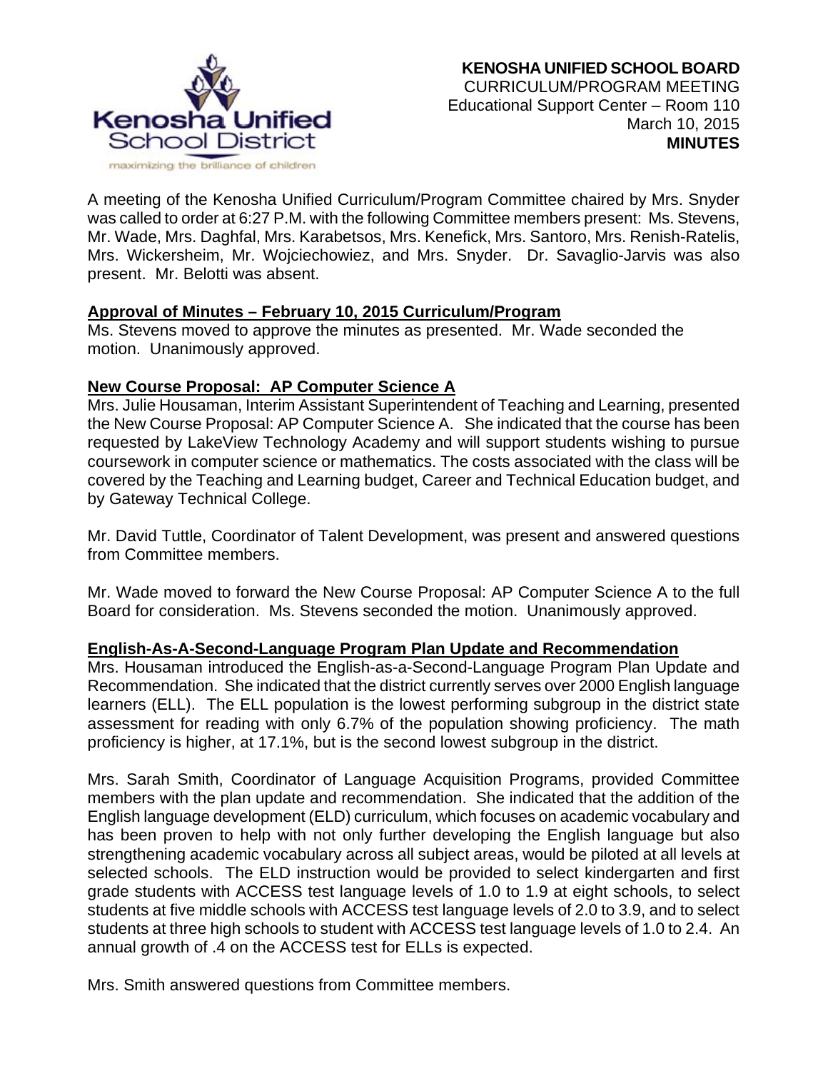**KENOSHA UNIFIED SCHOOL BOARD**
CURRICULUM/PROGRAM MEETING
Educational Support Center – Room 110
March 10, 2015
**MINUTES**

A meeting of the Kenosha Unified Curriculum/Program Committee chaired by Mrs. Snyder was called to order at 6:27 P.M. with the following Committee members present: Ms. Stevens, Mr. Wade, Mrs. Daghfal, Mrs. Karabetsos, Mrs. Kenefick, Mrs. Santoro, Mrs. Renish-Ratelis, Mrs. Wickersheim, Mr. Wojciechowiez, and Mrs. Snyder. Dr. Savaglio-Jarvis was also present. Mr. Belotti was absent.

**Approval of Minutes – February 10, 2015 Curriculum/Program**

Ms. Stevens moved to approve the minutes as presented. Mr. Wade seconded the motion. Unanimously approved.

**New Course Proposal: AP Computer Science A**

Mrs. Julie Housaman, Interim Assistant Superintendent of Teaching and Learning, presented the New Course Proposal: AP Computer Science A. She indicated that the course has been requested by LakeView Technology Academy and will support students wishing to pursue coursework in computer science or mathematics. The costs associated with the class will be covered by the Teaching and Learning budget, Career and Technical Education budget, and by Gateway Technical College.

Mr. David Tuttle, Coordinator of Talent Development, was present and answered questions from Committee members.

Mr. Wade moved to forward the New Course Proposal: AP Computer Science A to the full Board for consideration. Ms. Stevens seconded the motion. Unanimously approved.

**English-As-A-Second-Language Program Plan Update and Recommendation**

Mrs. Housaman introduced the English-as-a-Second-Language Program Plan Update and Recommendation. She indicated that the district currently serves over 2000 English language learners (ELL). The ELL population is the lowest performing subgroup in the district state assessment for reading with only 6.7% of the population showing proficiency. The math proficiency is higher, at 17.1%, but is the second lowest subgroup in the district.

Mrs. Sarah Smith, Coordinator of Language Acquisition Programs, provided Committee members with the plan update and recommendation. She indicated that the addition of the English language development (ELD) curriculum, which focuses on academic vocabulary and has been proven to help with not only further developing the English language but also strengthening academic vocabulary across all subject areas, would be piloted at all levels at selected schools. The ELD instruction would be provided to select kindergarten and first grade students with ACCESS test language levels of 1.0 to 1.9 at eight schools, to select students at five middle schools with ACCESS test language levels of 2.0 to 3.9, and to select students at three high schools to student with ACCESS test language levels of 1.0 to 2.4. An annual growth of .4 on the ACCESS test for ELLs is expected.

Mrs. Smith answered questions from Committee members.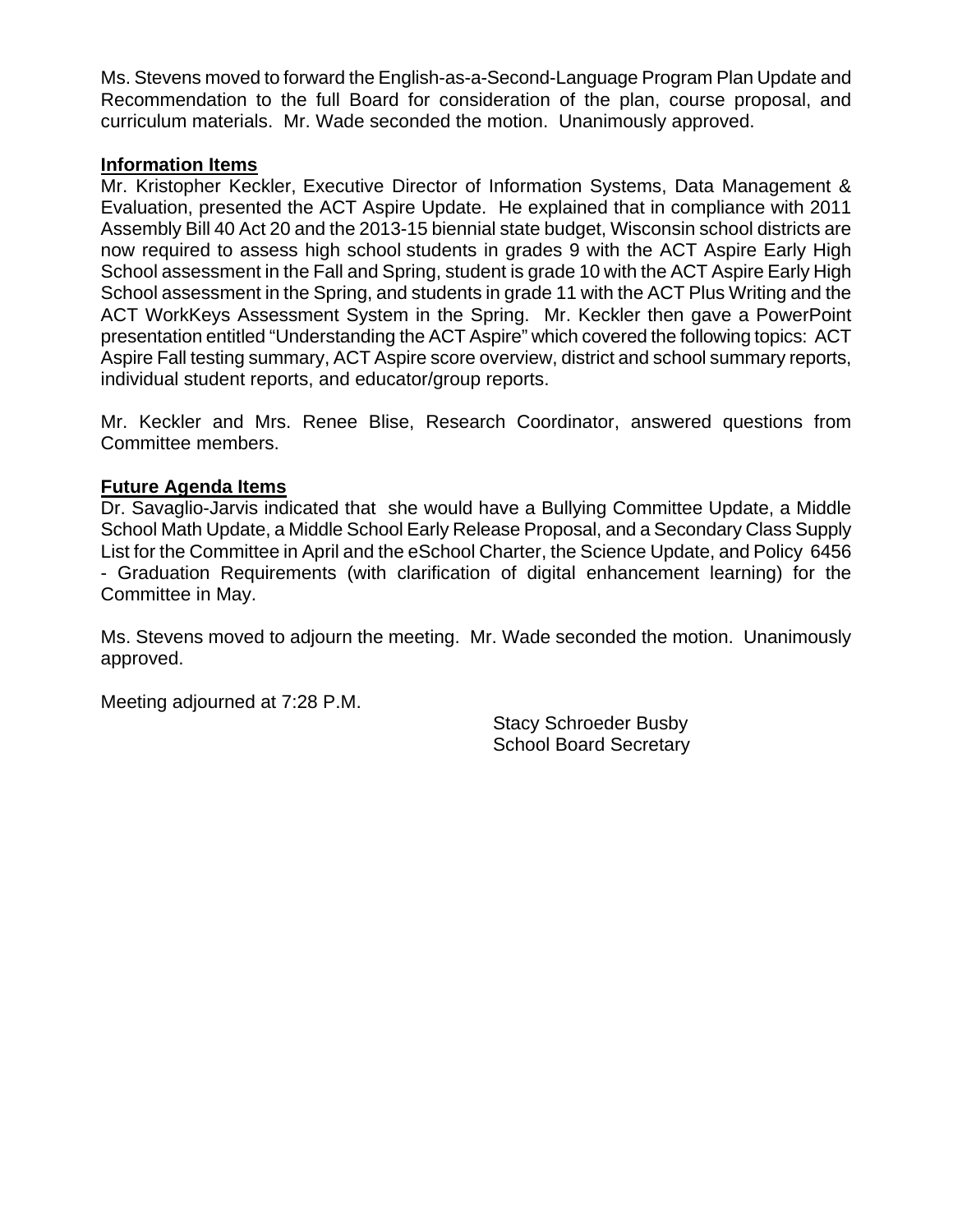Ms. Stevens moved to forward the English-as-a-Second-Language Program Plan Update and Recommendation to the full Board for consideration of the plan, course proposal, and curriculum materials. Mr. Wade seconded the motion. Unanimously approved.

**Information Items**

Mr. Kristopher Keckler, Executive Director of Information Systems, Data Management & Evaluation, presented the ACT Aspire Update. He explained that in compliance with 2011 Assembly Bill 40 Act 20 and the 2013-15 biennial state budget, Wisconsin school districts are now required to assess high school students in grades 9 with the ACT Aspire Early High School assessment in the Fall and Spring, student is grade 10 with the ACT Aspire Early High School assessment in the Spring, and students in grade 11 with the ACT Plus Writing and the ACT WorkKeys Assessment System in the Spring. Mr. Keckler then gave a PowerPoint presentation entitled "Understanding the ACT Aspire" which covered the following topics: ACT Aspire Fall testing summary, ACT Aspire score overview, district and school summary reports, individual student reports, and educator/group reports.

Mr. Keckler and Mrs. Renee Blise, Research Coordinator, answered questions from Committee members.

**Future Agenda Items**

Dr. Savaglio-Jarvis indicated that she would have a Bullying Committee Update, a Middle School Math Update, a Middle School Early Release Proposal, and a Secondary Class Supply List for the Committee in April and the eSchool Charter, the Science Update, and Policy 6456 - Graduation Requirements (with clarification of digital enhancement learning) for the Committee in May.

Ms. Stevens moved to adjourn the meeting. Mr. Wade seconded the motion. Unanimously approved.

Meeting adjourned at 7:28 P.M.

Stacy Schroeder Busby
School Board Secretary